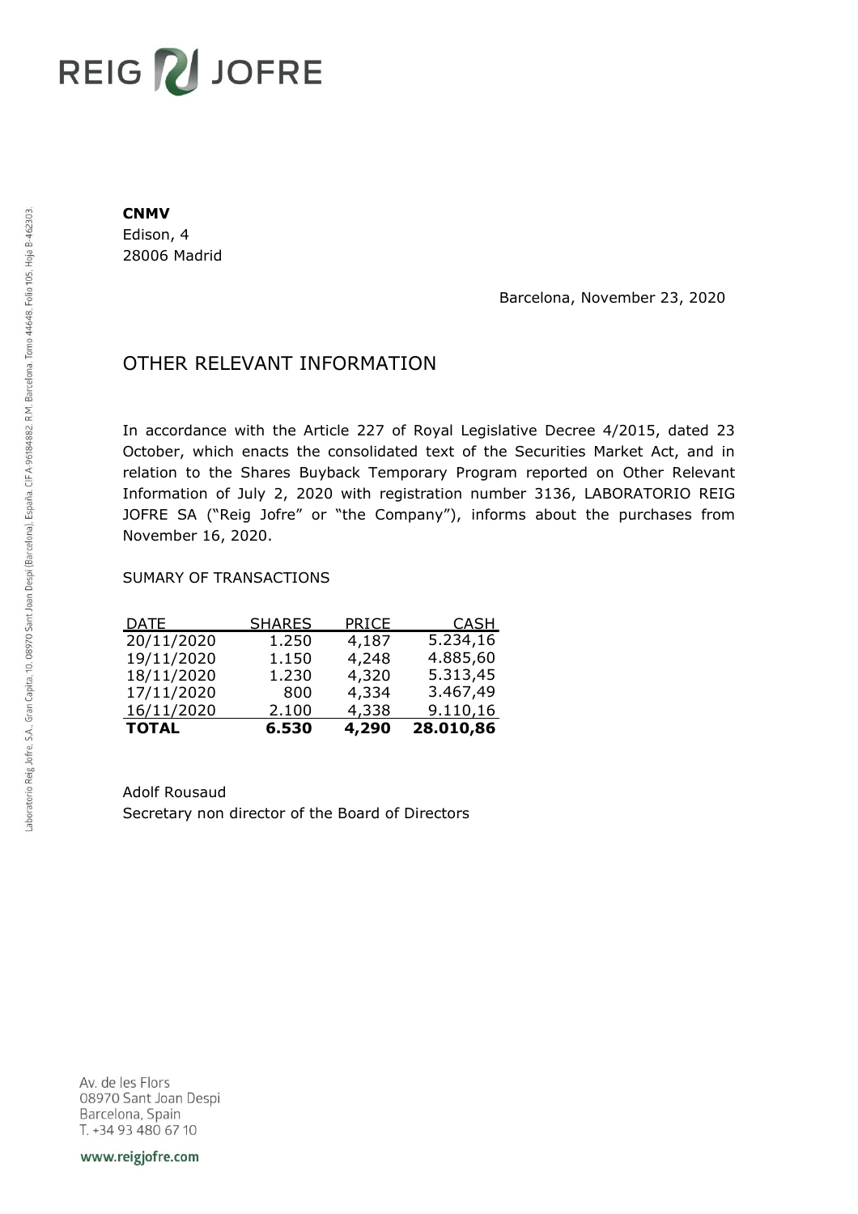**CNMV**
Edison, 4
28006 Madrid

Barcelona, November 23, 2020

# OTHER RELEVANT INFORMATION

In accordance with the Article 227 of Royal Legislative Decree 4/2015, dated 23 October, which enacts the consolidated text of the Securities Market Act, and in relation to the Shares Buyback Temporary Program reported on Other Relevant Information of July 2, 2020 with registration number 3136, LABORATORIO REIG JOFRE SA ("Reig Jofre" or "the Company"), informs about the purchases from November 16, 2020.

SUMARY OF TRANSACTIONS

| DATE | SHARES | PRICE | CASH |
|---|---|---|---|
| 20/11/2020 | 1.250 | 4,187 | 5.234,16 |
| 19/11/2020 | 1.150 | 4,248 | 4.885,60 |
| 18/11/2020 | 1.230 | 4,320 | 5.313,45 |
| 17/11/2020 | 800 | 4,334 | 3.467,49 |
| 16/11/2020 | 2.100 | 4,338 | 9.110,16 |
| **TOTAL** | **6.530** | **4,290** | **28.010,86** |

Adolf Rousaud
Secretary non director of the Board of Directors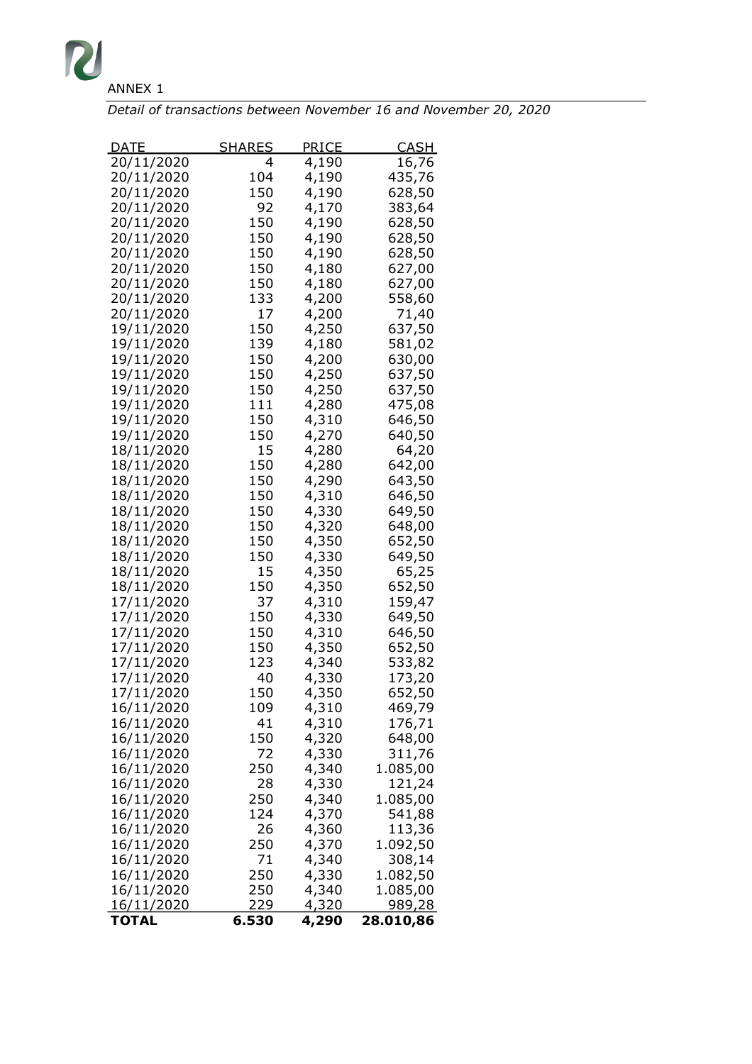ANNEX 1

*Detail of transactions between November 16 and November 20, 2020*

| DATE | SHARES | PRICE | CASH |
|---|---|---|---|
| 20/11/2020 | 4 | 4,190 | 16,76 |
| 20/11/2020 | 104 | 4,190 | 435,76 |
| 20/11/2020 | 150 | 4,190 | 628,50 |
| 20/11/2020 | 92 | 4,170 | 383,64 |
| 20/11/2020 | 150 | 4,190 | 628,50 |
| 20/11/2020 | 150 | 4,190 | 628,50 |
| 20/11/2020 | 150 | 4,190 | 628,50 |
| 20/11/2020 | 150 | 4,180 | 627,00 |
| 20/11/2020 | 150 | 4,180 | 627,00 |
| 20/11/2020 | 133 | 4,200 | 558,60 |
| 20/11/2020 | 17 | 4,200 | 71,40 |
| 19/11/2020 | 150 | 4,250 | 637,50 |
| 19/11/2020 | 139 | 4,180 | 581,02 |
| 19/11/2020 | 150 | 4,200 | 630,00 |
| 19/11/2020 | 150 | 4,250 | 637,50 |
| 19/11/2020 | 150 | 4,250 | 637,50 |
| 19/11/2020 | 111 | 4,280 | 475,08 |
| 19/11/2020 | 150 | 4,310 | 646,50 |
| 19/11/2020 | 150 | 4,270 | 640,50 |
| 18/11/2020 | 15 | 4,280 | 64,20 |
| 18/11/2020 | 150 | 4,280 | 642,00 |
| 18/11/2020 | 150 | 4,290 | 643,50 |
| 18/11/2020 | 150 | 4,310 | 646,50 |
| 18/11/2020 | 150 | 4,330 | 649,50 |
| 18/11/2020 | 150 | 4,320 | 648,00 |
| 18/11/2020 | 150 | 4,350 | 652,50 |
| 18/11/2020 | 150 | 4,330 | 649,50 |
| 18/11/2020 | 15 | 4,350 | 65,25 |
| 18/11/2020 | 150 | 4,350 | 652,50 |
| 17/11/2020 | 37 | 4,310 | 159,47 |
| 17/11/2020 | 150 | 4,330 | 649,50 |
| 17/11/2020 | 150 | 4,310 | 646,50 |
| 17/11/2020 | 150 | 4,350 | 652,50 |
| 17/11/2020 | 123 | 4,340 | 533,82 |
| 17/11/2020 | 40 | 4,330 | 173,20 |
| 17/11/2020 | 150 | 4,350 | 652,50 |
| 16/11/2020 | 109 | 4,310 | 469,79 |
| 16/11/2020 | 41 | 4,310 | 176,71 |
| 16/11/2020 | 150 | 4,320 | 648,00 |
| 16/11/2020 | 72 | 4,330 | 311,76 |
| 16/11/2020 | 250 | 4,340 | 1.085,00 |
| 16/11/2020 | 28 | 4,330 | 121,24 |
| 16/11/2020 | 250 | 4,340 | 1.085,00 |
| 16/11/2020 | 124 | 4,370 | 541,88 |
| 16/11/2020 | 26 | 4,360 | 113,36 |
| 16/11/2020 | 250 | 4,370 | 1.092,50 |
| 16/11/2020 | 71 | 4,340 | 308,14 |
| 16/11/2020 | 250 | 4,330 | 1.082,50 |
| 16/11/2020 | 250 | 4,340 | 1.085,00 |
| 16/11/2020 | 229 | 4,320 | 989,28 |
| **TOTAL** | **6.530** | **4,290** | **28.010,86** |